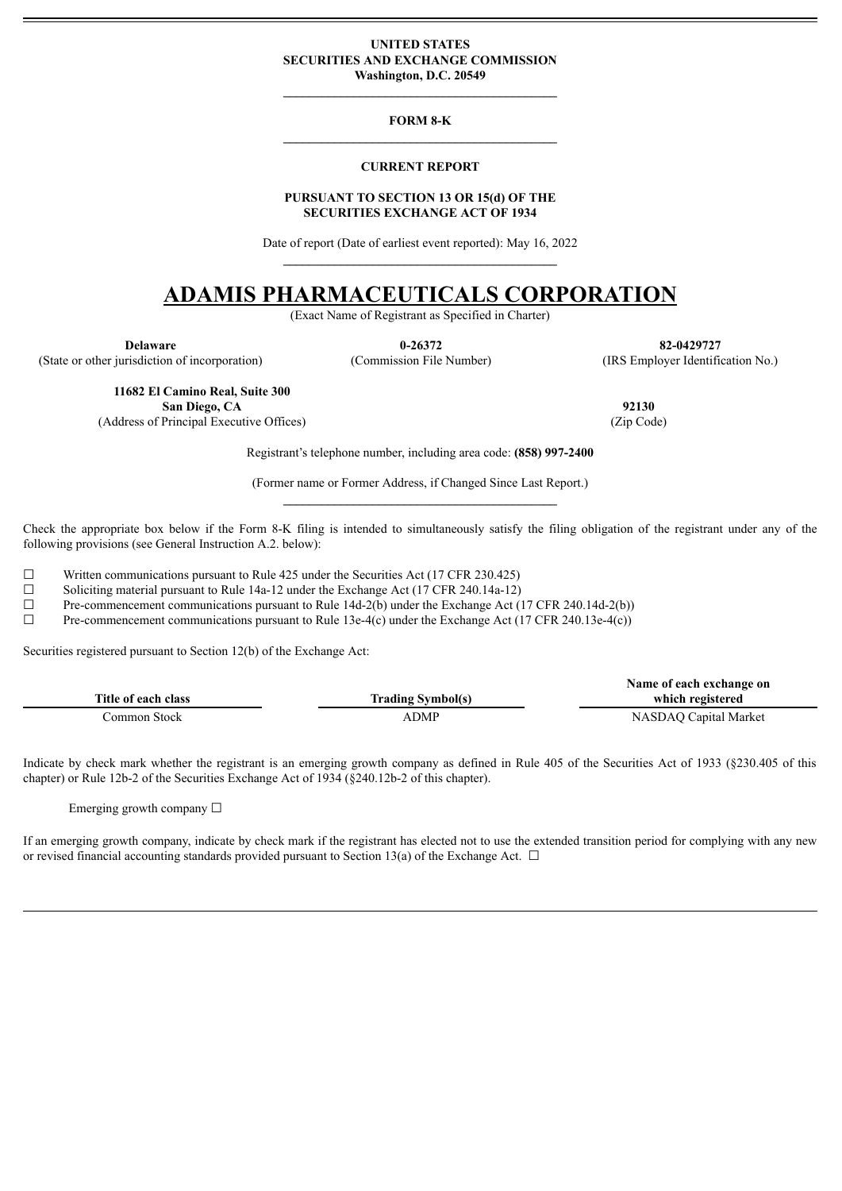**UNITED STATES**
**SECURITIES AND EXCHANGE COMMISSION**
**Washington, D.C. 20549**

**FORM 8-K**

**CURRENT REPORT**

**PURSUANT TO SECTION 13 OR 15(d) OF THE SECURITIES EXCHANGE ACT OF 1934**

Date of report (Date of earliest event reported): May 16, 2022

# ADAMIS PHARMACEUTICALS CORPORATION

(Exact Name of Registrant as Specified in Charter)

| **Delaware** | **0-26372** | **82-0429727** |
|---|---|---|
| (State or other jurisdiction of incorporation) | (Commission File Number) | (IRS Employer Identification No.) |

| **11682 El Camino Real, Suite 300** **San Diego, CA** | **92130** |
|---|---|
| (Address of Principal Executive Offices) | (Zip Code) |

Registrant's telephone number, including area code: **(858) 997-2400**

(Former name or Former Address, if Changed Since Last Report.)

Check the appropriate box below if the Form 8-K filing is intended to simultaneously satisfy the filing obligation of the registrant under any of the following provisions (see General Instruction A.2. below):

☐ Written communications pursuant to Rule 425 under the Securities Act (17 CFR 230.425)
☐ Soliciting material pursuant to Rule 14a-12 under the Exchange Act (17 CFR 240.14a-12)
☐ Pre-commencement communications pursuant to Rule 14d-2(b) under the Exchange Act (17 CFR 240.14d-2(b))
☐ Pre-commencement communications pursuant to Rule 13e-4(c) under the Exchange Act (17 CFR 240.13e-4(c))

Securities registered pursuant to Section 12(b) of the Exchange Act:

| Title of each class | Trading Symbol(s) | Name of each exchange on which registered |
|---|---|---|
| Common Stock | ADMP | NASDAQ Capital Market |

Indicate by check mark whether the registrant is an emerging growth company as defined in Rule 405 of the Securities Act of 1933 (§230.405 of this chapter) or Rule 12b-2 of the Securities Exchange Act of 1934 (§240.12b-2 of this chapter).

Emerging growth company ☐

If an emerging growth company, indicate by check mark if the registrant has elected not to use the extended transition period for complying with any new or revised financial accounting standards provided pursuant to Section 13(a) of the Exchange Act. ☐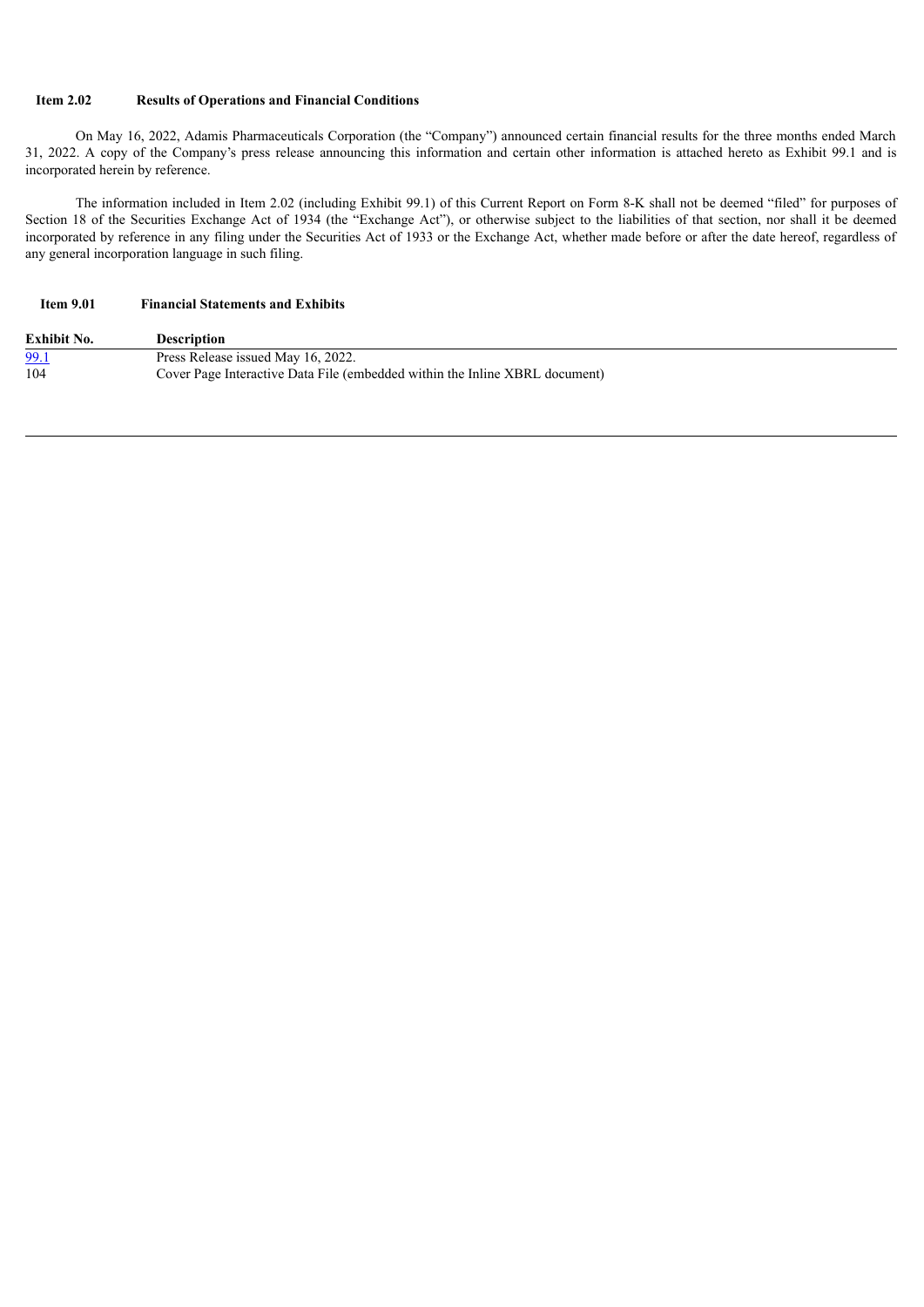**Item 2.02 Results of Operations and Financial Conditions**

On May 16, 2022, Adamis Pharmaceuticals Corporation (the "Company") announced certain financial results for the three months ended March 31, 2022. A copy of the Company's press release announcing this information and certain other information is attached hereto as Exhibit 99.1 and is incorporated herein by reference.

The information included in Item 2.02 (including Exhibit 99.1) of this Current Report on Form 8-K shall not be deemed "filed" for purposes of Section 18 of the Securities Exchange Act of 1934 (the "Exchange Act"), or otherwise subject to the liabilities of that section, nor shall it be deemed incorporated by reference in any filing under the Securities Act of 1933 or the Exchange Act, whether made before or after the date hereof, regardless of any general incorporation language in such filing.

**Item 9.01 Financial Statements and Exhibits**

| Exhibit No. | Description |
| --- | --- |
| 99.1 | Press Release issued May 16, 2022. |
| 104 | Cover Page Interactive Data File (embedded within the Inline XBRL document) |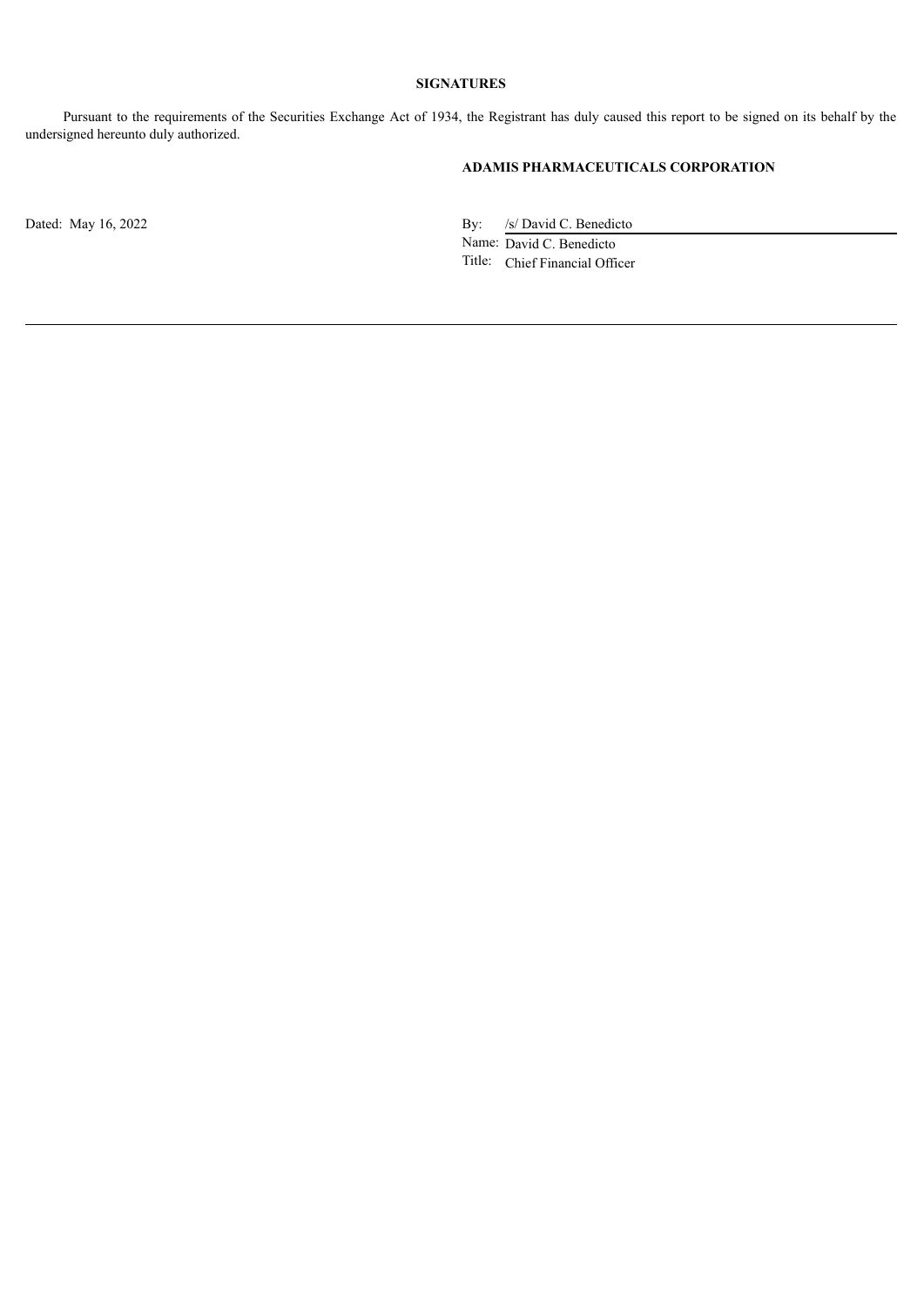## SIGNATURES

Pursuant to the requirements of the Securities Exchange Act of 1934, the Registrant has duly caused this report to be signed on its behalf by the undersigned hereunto duly authorized.

**ADAMIS PHARMACEUTICALS CORPORATION**

Dated: May 16, 2022

By: /s/ David C. Benedicto
Name: David C. Benedicto
Title: Chief Financial Officer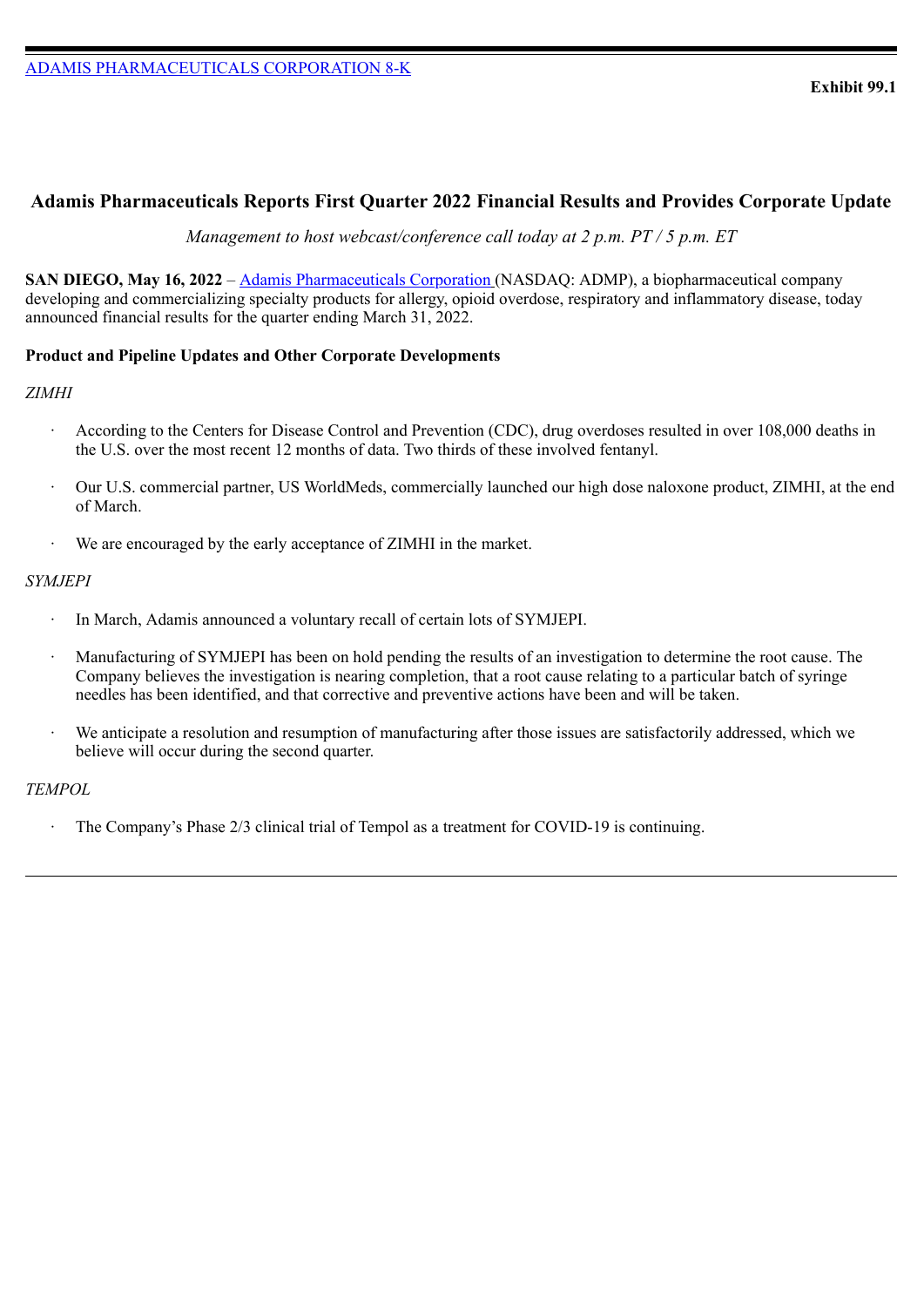ADAMIS PHARMACEUTICALS CORPORATION 8-K

**Exhibit 99.1**

## Adamis Pharmaceuticals Reports First Quarter 2022 Financial Results and Provides Corporate Update

*Management to host webcast/conference call today at 2 p.m. PT / 5 p.m. ET*

**SAN DIEGO, May 16, 2022** – Adamis Pharmaceuticals Corporation (NASDAQ: ADMP), a biopharmaceutical company developing and commercializing specialty products for allergy, opioid overdose, respiratory and inflammatory disease, today announced financial results for the quarter ending March 31, 2022.

**Product and Pipeline Updates and Other Corporate Developments**

*ZIMHI*

- According to the Centers for Disease Control and Prevention (CDC), drug overdoses resulted in over 108,000 deaths in the U.S. over the most recent 12 months of data. Two thirds of these involved fentanyl.
- Our U.S. commercial partner, US WorldMeds, commercially launched our high dose naloxone product, ZIMHI, at the end of March.
- We are encouraged by the early acceptance of ZIMHI in the market.

*SYMJEPI*

- In March, Adamis announced a voluntary recall of certain lots of SYMJEPI.
- Manufacturing of SYMJEPI has been on hold pending the results of an investigation to determine the root cause. The Company believes the investigation is nearing completion, that a root cause relating to a particular batch of syringe needles has been identified, and that corrective and preventive actions have been and will be taken.
- We anticipate a resolution and resumption of manufacturing after those issues are satisfactorily addressed, which we believe will occur during the second quarter.

*TEMPOL*

- The Company's Phase 2/3 clinical trial of Tempol as a treatment for COVID-19 is continuing.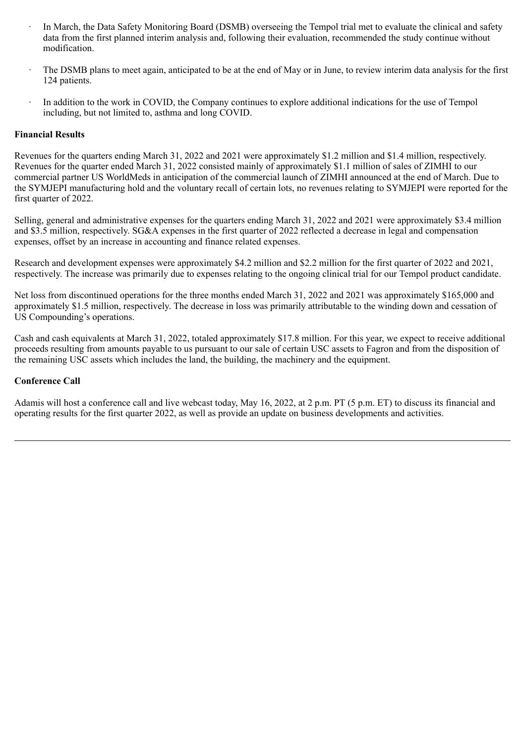- In March, the Data Safety Monitoring Board (DSMB) overseeing the Tempol trial met to evaluate the clinical and safety data from the first planned interim analysis and, following their evaluation, recommended the study continue without modification.
- The DSMB plans to meet again, anticipated to be at the end of May or in June, to review interim data analysis for the first 124 patients.
- In addition to the work in COVID, the Company continues to explore additional indications for the use of Tempol including, but not limited to, asthma and long COVID.

**Financial Results**

Revenues for the quarters ending March 31, 2022 and 2021 were approximately $1.2 million and $1.4 million, respectively. Revenues for the quarter ended March 31, 2022 consisted mainly of approximately $1.1 million of sales of ZIMHI to our commercial partner US WorldMeds in anticipation of the commercial launch of ZIMHI announced at the end of March. Due to the SYMJEPI manufacturing hold and the voluntary recall of certain lots, no revenues relating to SYMJEPI were reported for the first quarter of 2022.

Selling, general and administrative expenses for the quarters ending March 31, 2022 and 2021 were approximately $3.4 million and $3.5 million, respectively. SG&A expenses in the first quarter of 2022 reflected a decrease in legal and compensation expenses, offset by an increase in accounting and finance related expenses.

Research and development expenses were approximately $4.2 million and $2.2 million for the first quarter of 2022 and 2021, respectively. The increase was primarily due to expenses relating to the ongoing clinical trial for our Tempol product candidate.

Net loss from discontinued operations for the three months ended March 31, 2022 and 2021 was approximately $165,000 and approximately $1.5 million, respectively. The decrease in loss was primarily attributable to the winding down and cessation of US Compounding's operations.

Cash and cash equivalents at March 31, 2022, totaled approximately $17.8 million. For this year, we expect to receive additional proceeds resulting from amounts payable to us pursuant to our sale of certain USC assets to Fagron and from the disposition of the remaining USC assets which includes the land, the building, the machinery and the equipment.

**Conference Call**

Adamis will host a conference call and live webcast today, May 16, 2022, at 2 p.m. PT (5 p.m. ET) to discuss its financial and operating results for the first quarter 2022, as well as provide an update on business developments and activities.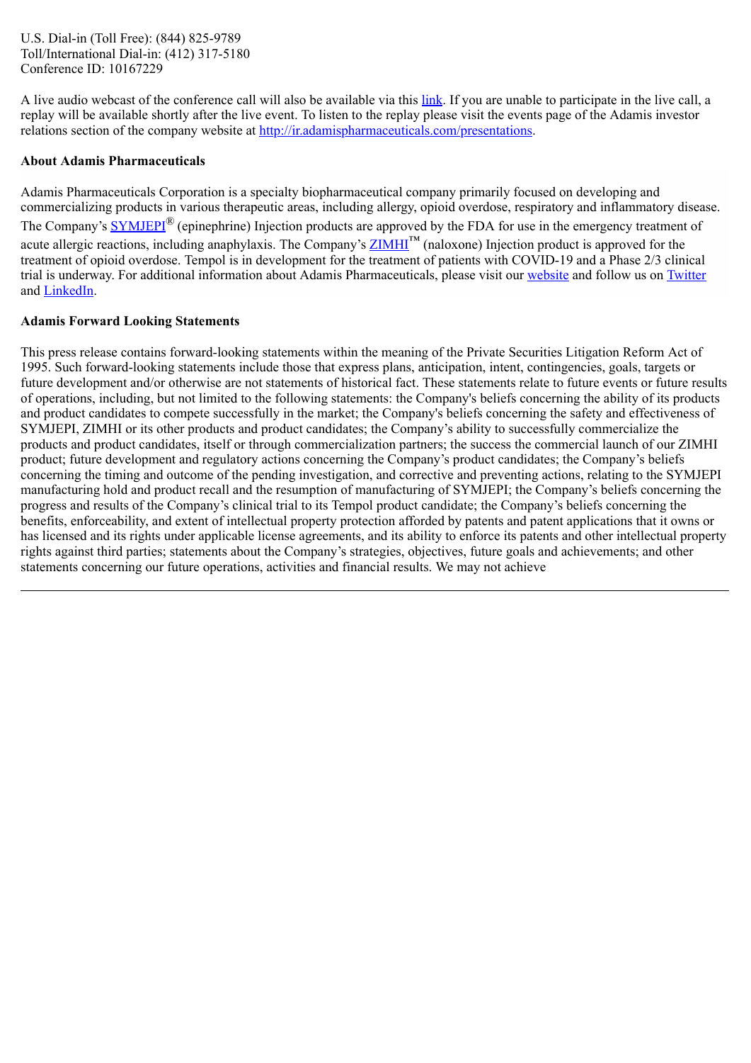U.S. Dial-in (Toll Free): (844) 825-9789
Toll/International Dial-in: (412) 317-5180
Conference ID: 10167229

A live audio webcast of the conference call will also be available via this link. If you are unable to participate in the live call, a replay will be available shortly after the live event. To listen to the replay please visit the events page of the Adamis investor relations section of the company website at http://ir.adamispharmaceuticals.com/presentations.

**About Adamis Pharmaceuticals**

Adamis Pharmaceuticals Corporation is a specialty biopharmaceutical company primarily focused on developing and commercializing products in various therapeutic areas, including allergy, opioid overdose, respiratory and inflammatory disease. The Company's SYMJEPI® (epinephrine) Injection products are approved by the FDA for use in the emergency treatment of acute allergic reactions, including anaphylaxis. The Company's ZIMHI™ (naloxone) Injection product is approved for the treatment of opioid overdose. Tempol is in development for the treatment of patients with COVID-19 and a Phase 2/3 clinical trial is underway. For additional information about Adamis Pharmaceuticals, please visit our website and follow us on Twitter and LinkedIn.

**Adamis Forward Looking Statements**

This press release contains forward-looking statements within the meaning of the Private Securities Litigation Reform Act of 1995. Such forward-looking statements include those that express plans, anticipation, intent, contingencies, goals, targets or future development and/or otherwise are not statements of historical fact. These statements relate to future events or future results of operations, including, but not limited to the following statements: the Company's beliefs concerning the ability of its products and product candidates to compete successfully in the market; the Company's beliefs concerning the safety and effectiveness of SYMJEPI, ZIMHI or its other products and product candidates; the Company's ability to successfully commercialize the products and product candidates, itself or through commercialization partners; the success the commercial launch of our ZIMHI product; future development and regulatory actions concerning the Company's product candidates; the Company's beliefs concerning the timing and outcome of the pending investigation, and corrective and preventing actions, relating to the SYMJEPI manufacturing hold and product recall and the resumption of manufacturing of SYMJEPI; the Company's beliefs concerning the progress and results of the Company's clinical trial to its Tempol product candidate; the Company's beliefs concerning the benefits, enforceability, and extent of intellectual property protection afforded by patents and patent applications that it owns or has licensed and its rights under applicable license agreements, and its ability to enforce its patents and other intellectual property rights against third parties; statements about the Company's strategies, objectives, future goals and achievements; and other statements concerning our future operations, activities and financial results. We may not achieve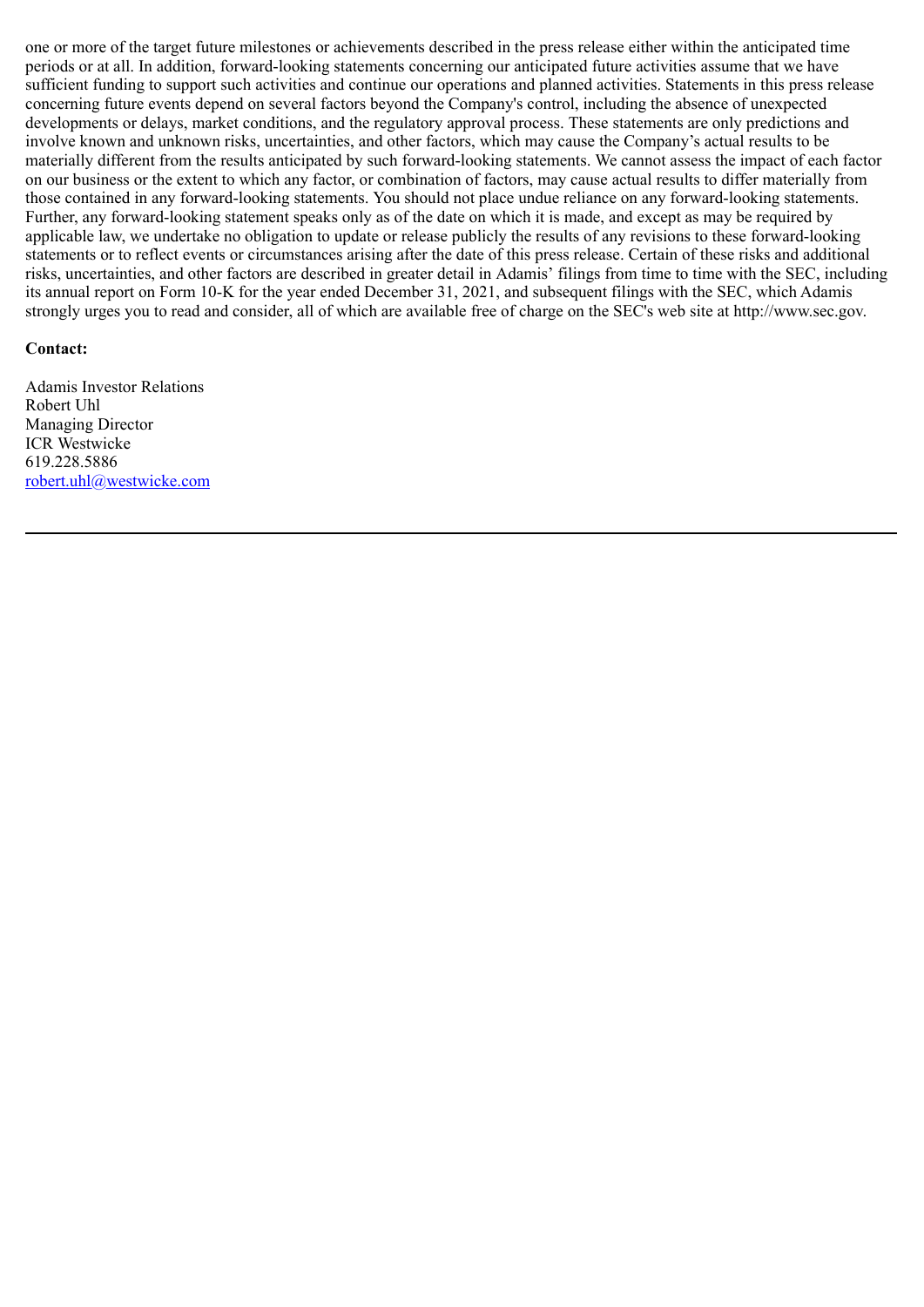one or more of the target future milestones or achievements described in the press release either within the anticipated time periods or at all. In addition, forward-looking statements concerning our anticipated future activities assume that we have sufficient funding to support such activities and continue our operations and planned activities. Statements in this press release concerning future events depend on several factors beyond the Company's control, including the absence of unexpected developments or delays, market conditions, and the regulatory approval process. These statements are only predictions and involve known and unknown risks, uncertainties, and other factors, which may cause the Company's actual results to be materially different from the results anticipated by such forward-looking statements. We cannot assess the impact of each factor on our business or the extent to which any factor, or combination of factors, may cause actual results to differ materially from those contained in any forward-looking statements. You should not place undue reliance on any forward-looking statements. Further, any forward-looking statement speaks only as of the date on which it is made, and except as may be required by applicable law, we undertake no obligation to update or release publicly the results of any revisions to these forward-looking statements or to reflect events or circumstances arising after the date of this press release. Certain of these risks and additional risks, uncertainties, and other factors are described in greater detail in Adamis' filings from time to time with the SEC, including its annual report on Form 10-K for the year ended December 31, 2021, and subsequent filings with the SEC, which Adamis strongly urges you to read and consider, all of which are available free of charge on the SEC's web site at http://www.sec.gov.

**Contact:**

Adamis Investor Relations
Robert Uhl
Managing Director
ICR Westwicke
619.228.5886
robert.uhl@westwicke.com